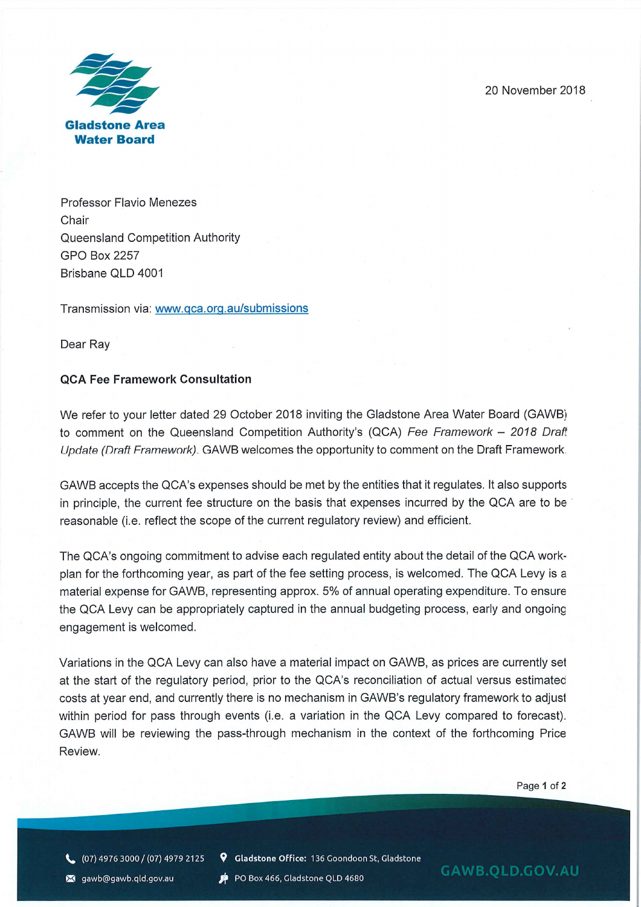**Gladstone Area Water Board**

20 November 2018

Professor Flavio Menezes
Chair
Queensland Competition Authority
GPO Box 2257
Brisbane QLD 4001

Transmission via: [www.qca.org.au/submissions](www.qca.org.au/submissions)

Dear Ray

**QCA Fee Framework Consultation**

We refer to your letter dated 29 October 2018 inviting the Gladstone Area Water Board (GAWB) to comment on the Queensland Competition Authority's (QCA) *Fee Framework – 2018 Draft Update (Draft Framework)*. GAWB welcomes the opportunity to comment on the Draft Framework.

GAWB accepts the QCA's expenses should be met by the entities that it regulates. It also supports in principle, the current fee structure on the basis that expenses incurred by the QCA are to be reasonable (i.e. reflect the scope of the current regulatory review) and efficient.

The QCA's ongoing commitment to advise each regulated entity about the detail of the QCA work-plan for the forthcoming year, as part of the fee setting process, is welcomed. The QCA Levy is a material expense for GAWB, representing approx. 5% of annual operating expenditure. To ensure the QCA Levy can be appropriately captured in the annual budgeting process, early and ongoing engagement is welcomed.

Variations in the QCA Levy can also have a material impact on GAWB, as prices are currently set at the start of the regulatory period, prior to the QCA's reconciliation of actual versus estimated costs at year end, and currently there is no mechanism in GAWB's regulatory framework to adjust within period for pass through events (i.e. a variation in the QCA Levy compared to forecast). GAWB will be reviewing the pass-through mechanism in the context of the forthcoming Price Review.

(07) 4976 3000 / (07) 4979 2125
gawb@gawb.qld.gov.au
**Gladstone Office:** 136 Goondoon St, Gladstone
PO Box 466, Gladstone QLD 4680
GAWB.QLD.GOV.AU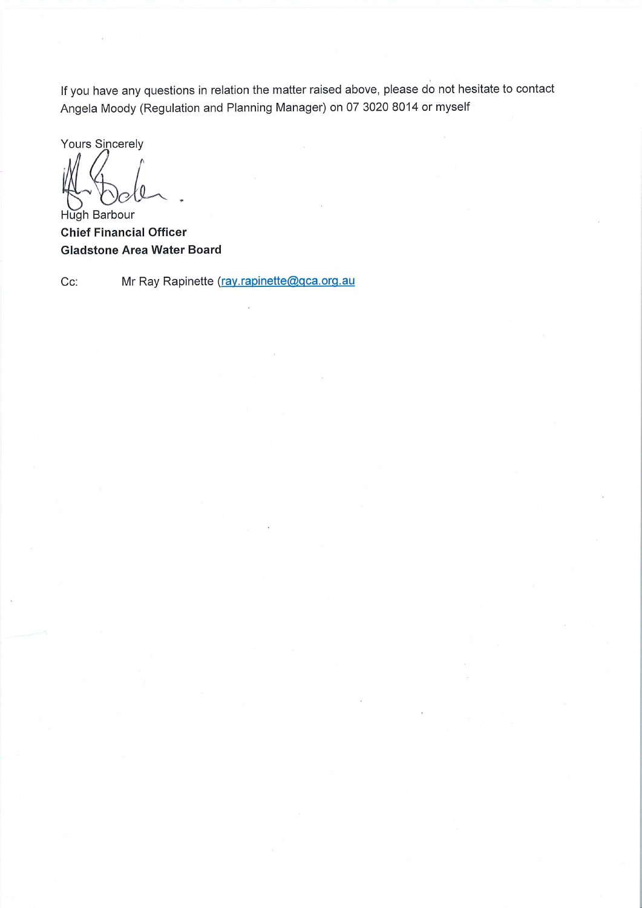If you have any questions in relation the matter raised above, please do not hesitate to contact Angela Moody (Regulation and Planning Manager) on 07 3020 8014 or myself

Yours Sincerely

Hugh Barbour
**Chief Financial Officer**
**Gladstone Area Water Board**

Cc: Mr Ray Rapinette (ray.rapinette@qca.org.au